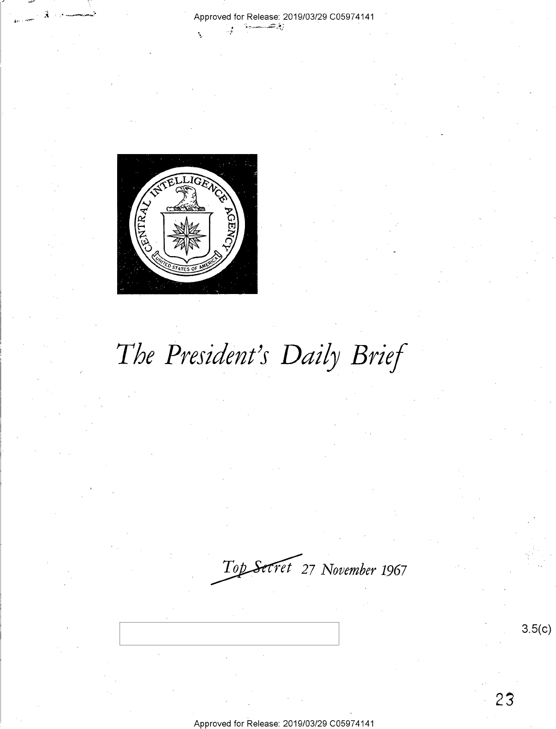# The President's Daily Brief

Top Secret 27 November 1967

3.5(c)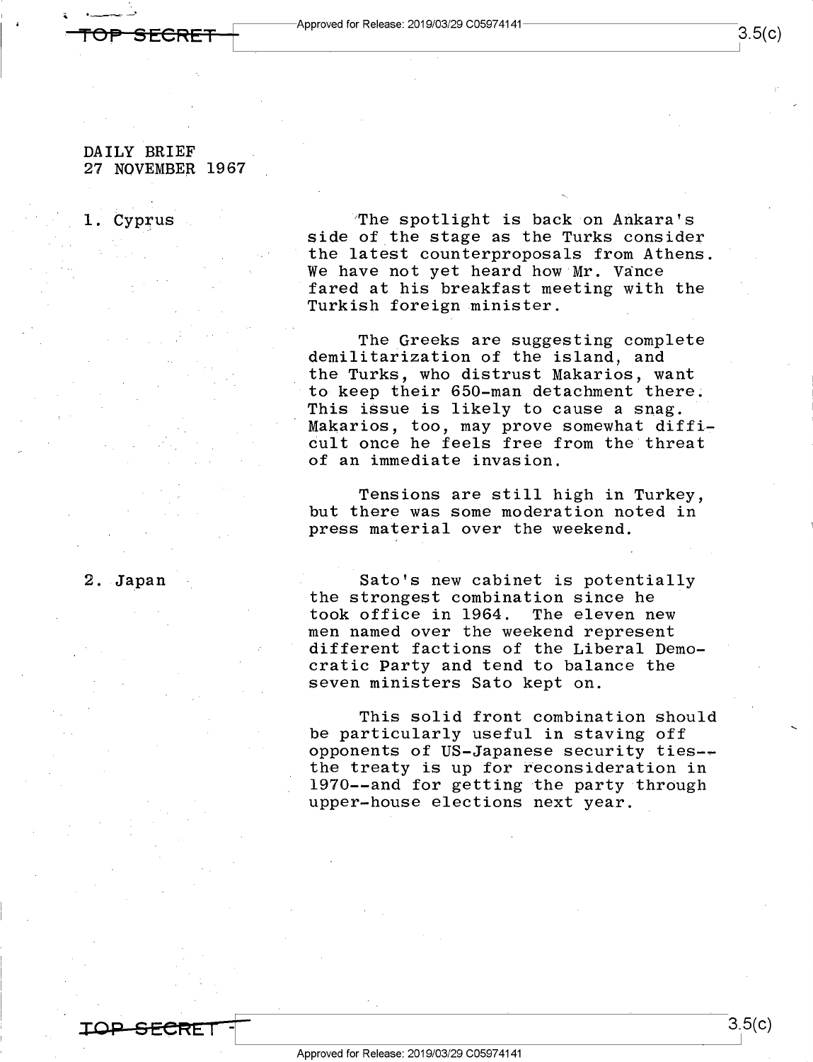DAILY BRIEF
27 NOVEMBER 1967

1. Cyprus

The spotlight is back on Ankara's side of the stage as the Turks consider the latest counterproposals from Athens. We have not yet heard how Mr. Vance fared at his breakfast meeting with the Turkish foreign minister.

The Greeks are suggesting complete demilitarization of the island, and the Turks, who distrust Makarios, want to keep their 650-man detachment there. This issue is likely to cause a snag. Makarios, too, may prove somewhat difficult once he feels free from the threat of an immediate invasion.

Tensions are still high in Turkey, but there was some moderation noted in press material over the weekend.

2. Japan

Sato's new cabinet is potentially the strongest combination since he took office in 1964. The eleven new men named over the weekend represent different factions of the Liberal Democratic Party and tend to balance the seven ministers Sato kept on.

This solid front combination should be particularly useful in staving off opponents of US-Japanese security ties--the treaty is up for reconsideration in 1970--and for getting the party through upper-house elections next year.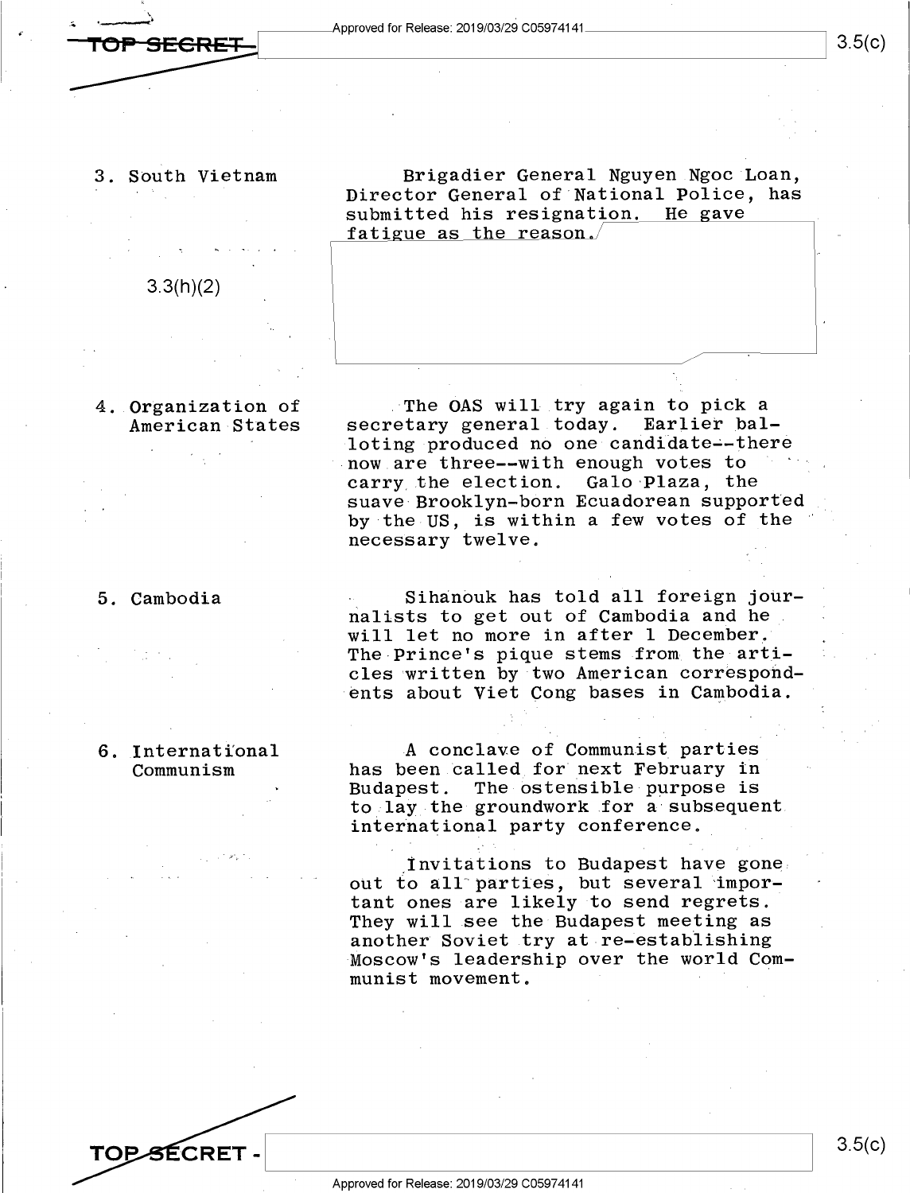3. South Vietnam

Brigadier General Nguyen Ngoc Loan, Director General of National Police, has submitted his resignation. He gave fatigue as the reason.

3.3(h)(2)

4. Organization of American States

The OAS will try again to pick a secretary general today. Earlier balloting produced no one candidate--there now are three--with enough votes to carry the election. Galo Plaza, the suave Brooklyn-born Ecuadorean supported by the US, is within a few votes of the necessary twelve.

5. Cambodia

Sihanouk has told all foreign journalists to get out of Cambodia and he will let no more in after 1 December. The Prince's pique stems from the articles written by two American correspondents about Viet Cong bases in Cambodia.

6. International Communism

A conclave of Communist parties has been called for next February in Budapest. The ostensible purpose is to lay the groundwork for a subsequent international party conference.

Invitations to Budapest have gone out to all parties, but several important ones are likely to send regrets. They will see the Budapest meeting as another Soviet try at re-establishing Moscow's leadership over the world Communist movement.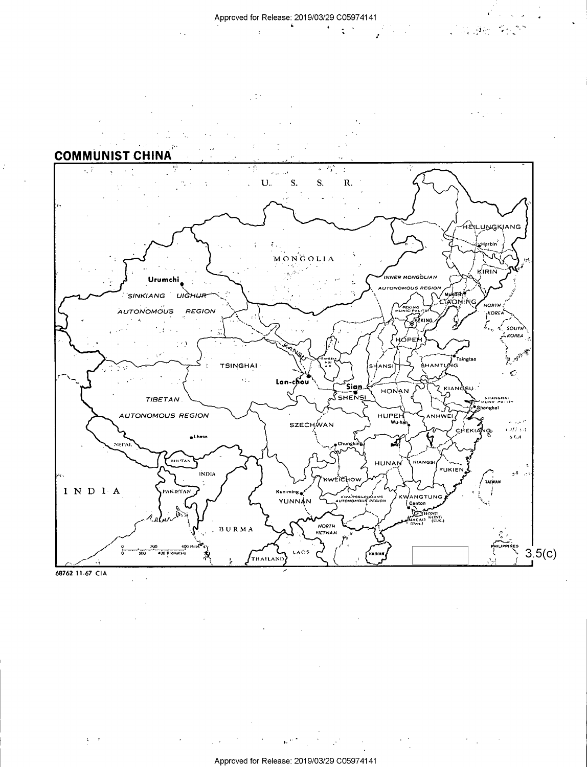# COMMUNIST CHINA

U. S. S. R.

MONGOLIA

HEILUNGKIANG

Harbin

KIRIN

INNER MONGOLIAN AUTONOMOUS REGION

Mukden

LIAONING

NORTH KOREA

SOUTH KOREA

PEKING MUNICIPALITY

PEKING

HOPEH

Tsingtao

SHANTUNG

Urumchi

SINKIANG UIGHUR AUTONOMOUS REGION

KANSU

NINGSIA HUI A.R.

SHANSI

TSINGHAI

Lan-chou

Sian

SHENSI

HONAN

KIANGSU

SHANGHAI MUNICIPALITY

Shanghai

TIBETAN AUTONOMOUS REGION

SZECHWAN

HUPEH

Wu-han

ANHWEI

CHEKIANG

Lhasa

Chungking

NEPAL

BHUTAN

INDIA

HUNAN

KIANGSI

FUKIEN

TAIWAN

INDIA

PAKISTAN

KWEICHOW

Kun-ming

YUNNAN

KWANGSI-CHUANG AUTONOMOUS REGION

KWANGTUNG

Canton

HONG KONG (U.K.)

MACAO (Port.)

BURMA

NORTH VIETNAM

LAOS

THAILAND

HAINAN

PHILIPPINES

0 200 400 Miles

0 200 400 Kilometers

3.5(c)

68762 11-67 CIA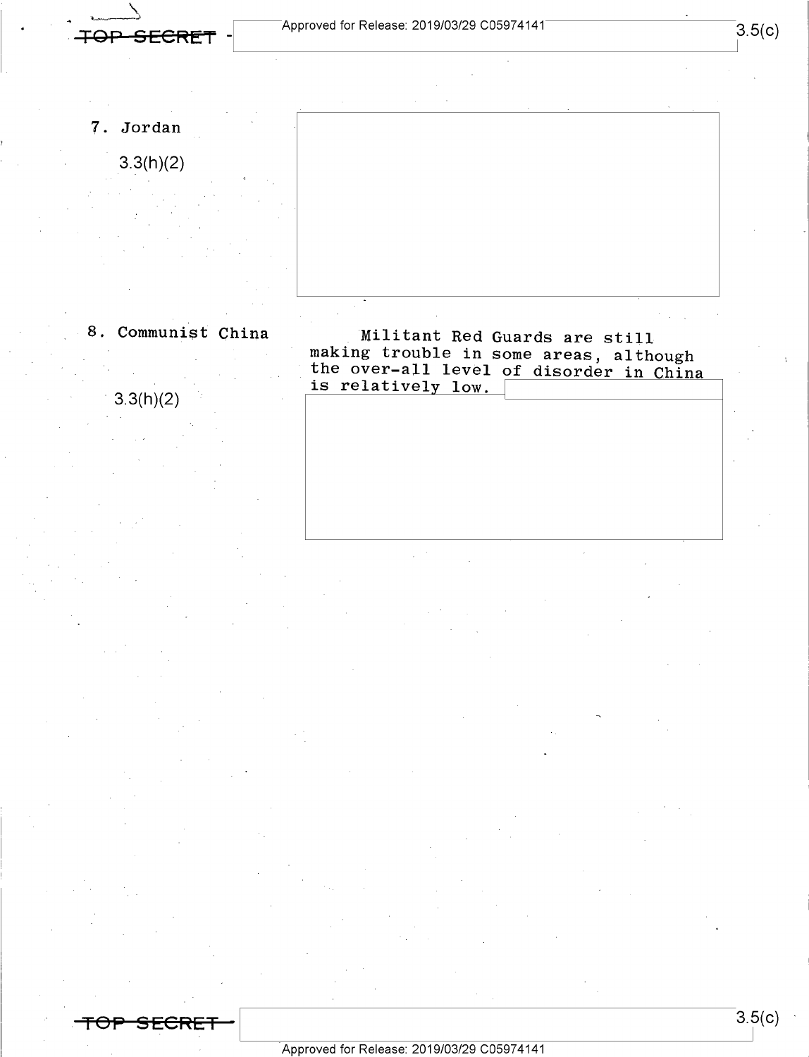7. Jordan

3.3(h)(2)

8. Communist China

3.3(h)(2)

Militant Red Guards are still making trouble in some areas, although the over-all level of disorder in China is relatively low.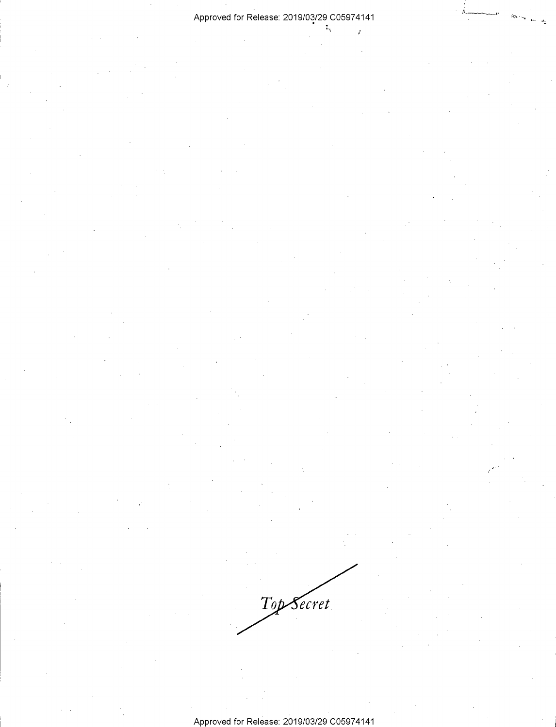~~Top Secret~~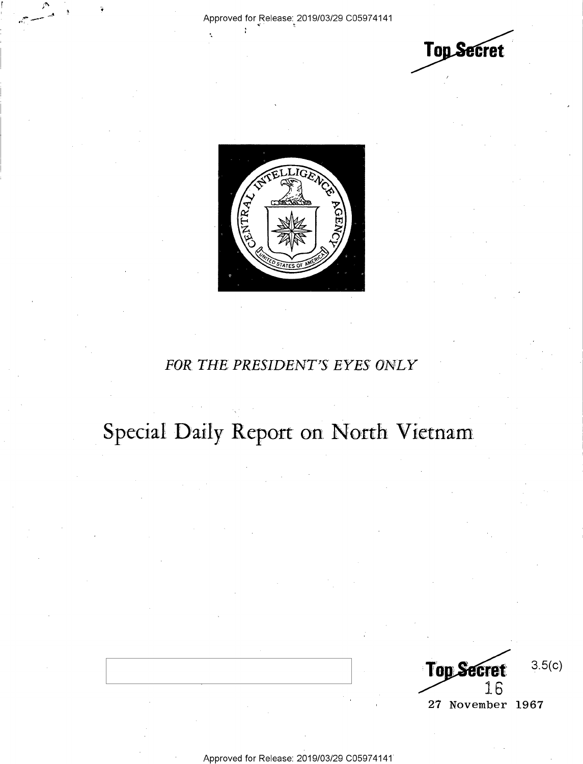Top Secret

*FOR THE PRESIDENT'S EYES ONLY*

# Special Daily Report on North Vietnam

Top Secret 3.5(c)

16

27 November 1967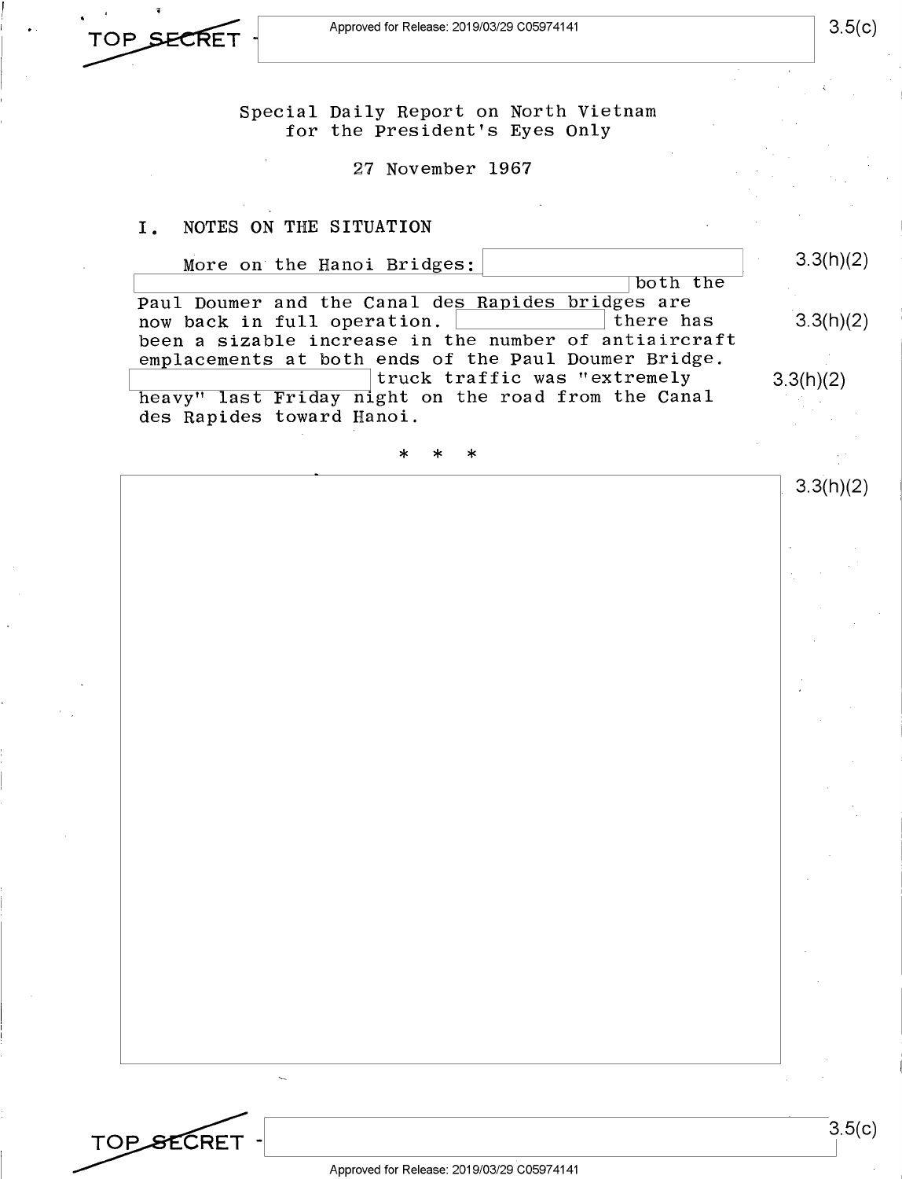TOP SECRET

Special Daily Report on North Vietnam
for the President's Eyes Only

27 November 1967

## I. NOTES ON THE SITUATION

More on the Hanoi Bridges: [redacted] both the Paul Doumer and the Canal des Rapides bridges are now back in full operation. [redacted] there has been a sizable increase in the number of antiaircraft emplacements at both ends of the Paul Doumer Bridge. [redacted] truck traffic was "extremely heavy" last Friday night on the road from the Canal des Rapides toward Hanoi.

3.3(h)(2)

\* \* \*

[redacted]

3.3(h)(2)

3.5(c)

TOP SECRET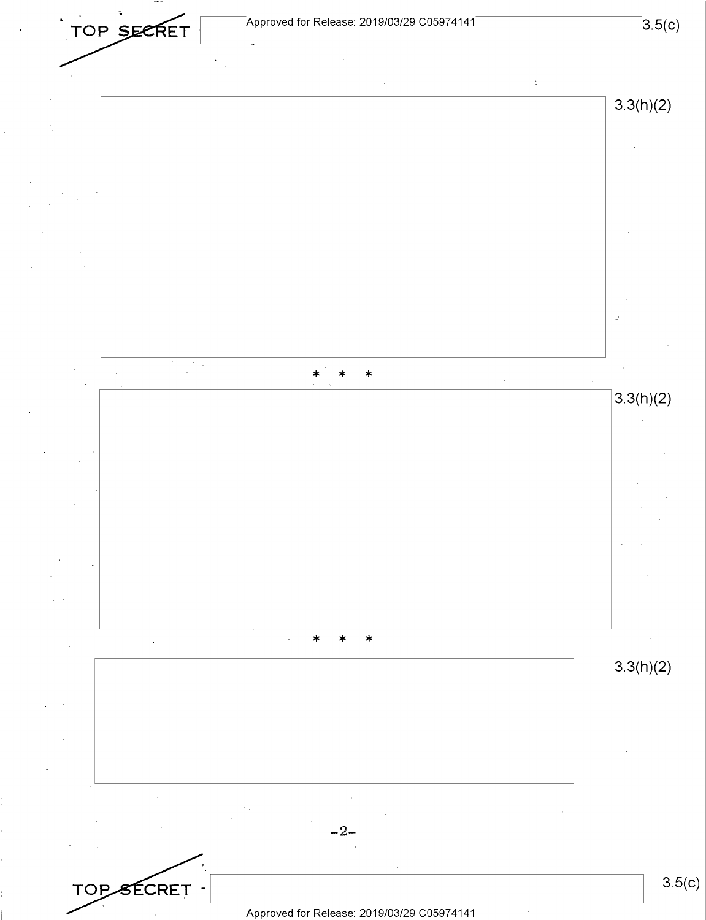3.3(h)(2)

* * *

3.3(h)(2)

* * *

3.3(h)(2)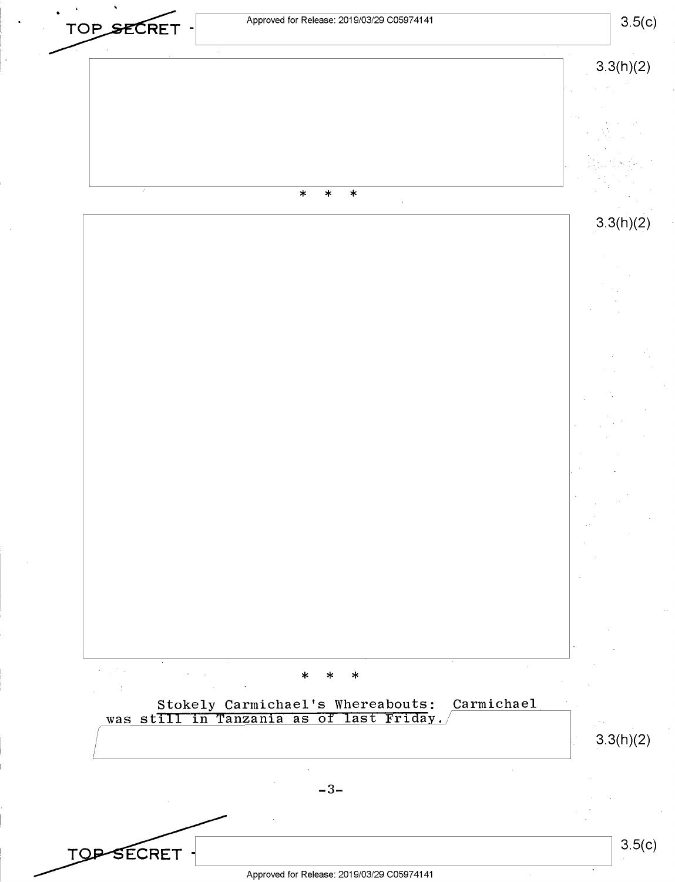\* \* \*

\* \* \*

**Stokely Carmichael's Whereabouts:** Carmichael was still in Tanzania as of last Friday.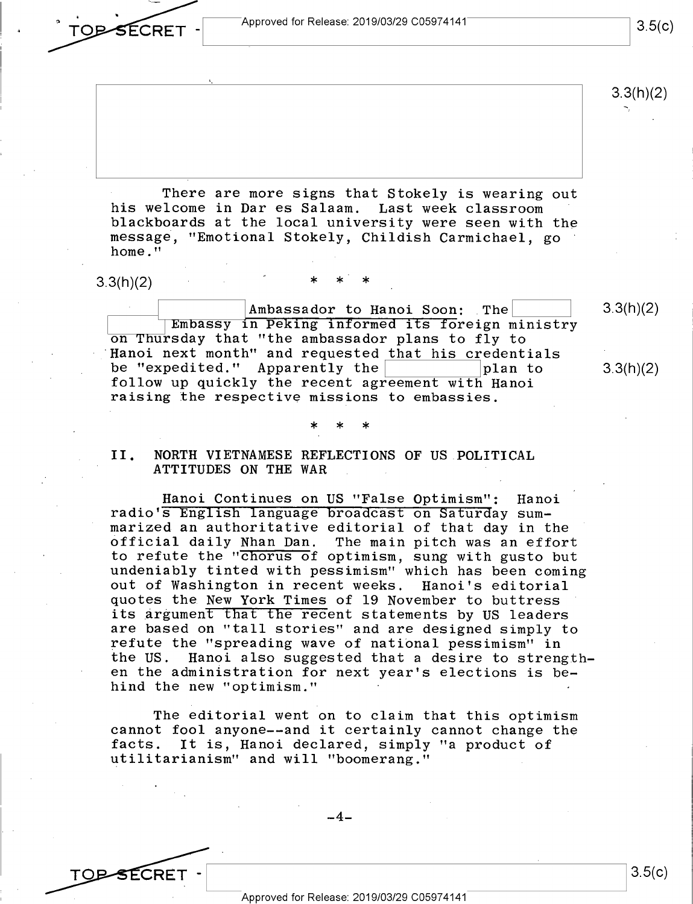There are more signs that Stokely is wearing out his welcome in Dar es Salaam. Last week classroom blackboards at the local university were seen with the message, "Emotional Stokely, Childish Carmichael, go home."

3.3(h)(2)

\* \* \*

Ambassador to Hanoi Soon: The Embassy in Peking informed its foreign ministry on Thursday that "the ambassador plans to fly to Hanoi next month" and requested that his credentials be "expedited." Apparently the plan to follow up quickly the recent agreement with Hanoi raising the respective missions to embassies.

3.3(h)(2)

3.3(h)(2)

\* \* \*

## II. NORTH VIETNAMESE REFLECTIONS OF US POLITICAL ATTITUDES ON THE WAR

Hanoi Continues on US "False Optimism": Hanoi radio's English language broadcast on Saturday summarized an authoritative editorial of that day in the official daily Nhan Dan. The main pitch was an effort to refute the "chorus of optimism, sung with gusto but undeniably tinted with pessimism" which has been coming out of Washington in recent weeks. Hanoi's editorial quotes the New York Times of 19 November to buttress its argument that the recent statements by US leaders are based on "tall stories" and are designed simply to refute the "spreading wave of national pessimism" in the US. Hanoi also suggested that a desire to strengthen the administration for next year's elections is behind the new "optimism."

The editorial went on to claim that this optimism cannot fool anyone--and it certainly cannot change the facts. It is, Hanoi declared, simply "a product of utilitarianism" and will "boomerang."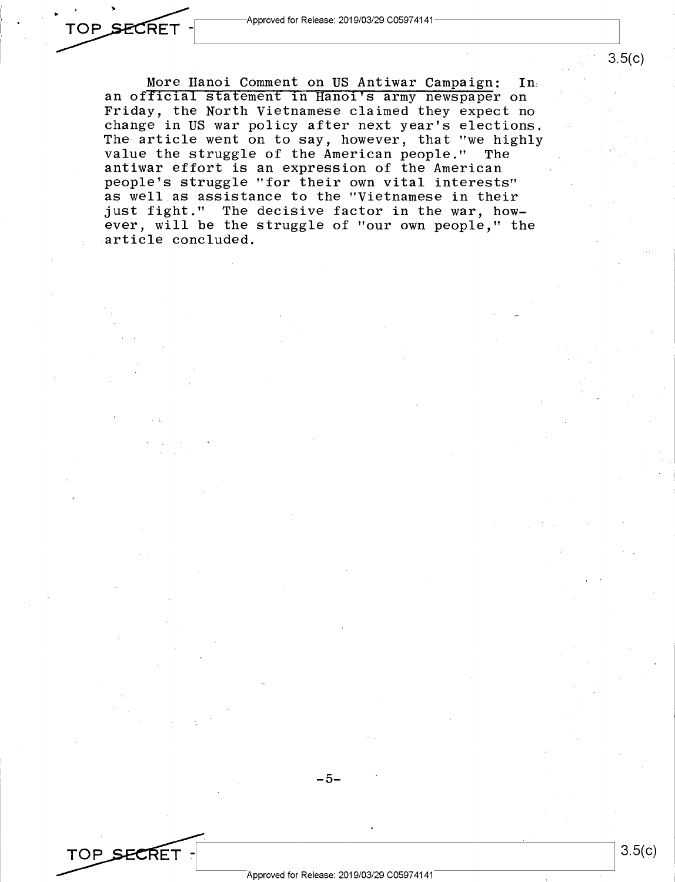<u>More Hanoi Comment on US Antiwar Campaign</u>: In an official statement in Hanoi's army newspaper on Friday, the North Vietnamese claimed they expect no change in US war policy after next year's elections. The article went on to say, however, that "we highly value the struggle of the American people." The antiwar effort is an expression of the American people's struggle "for their own vital interests" as well as assistance to the "Vietnamese in their just fight." The decisive factor in the war, however, will be the struggle of "our own people," the article concluded.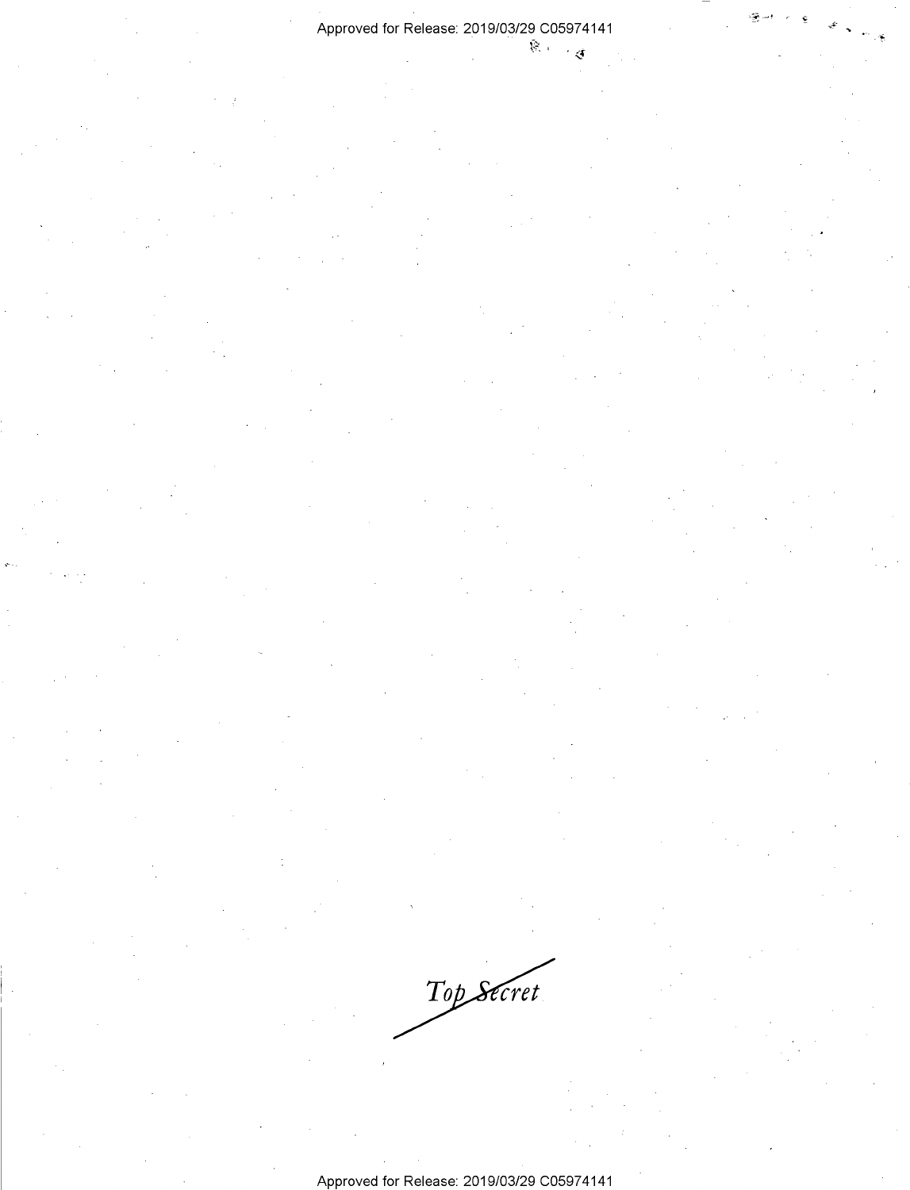Top Secret